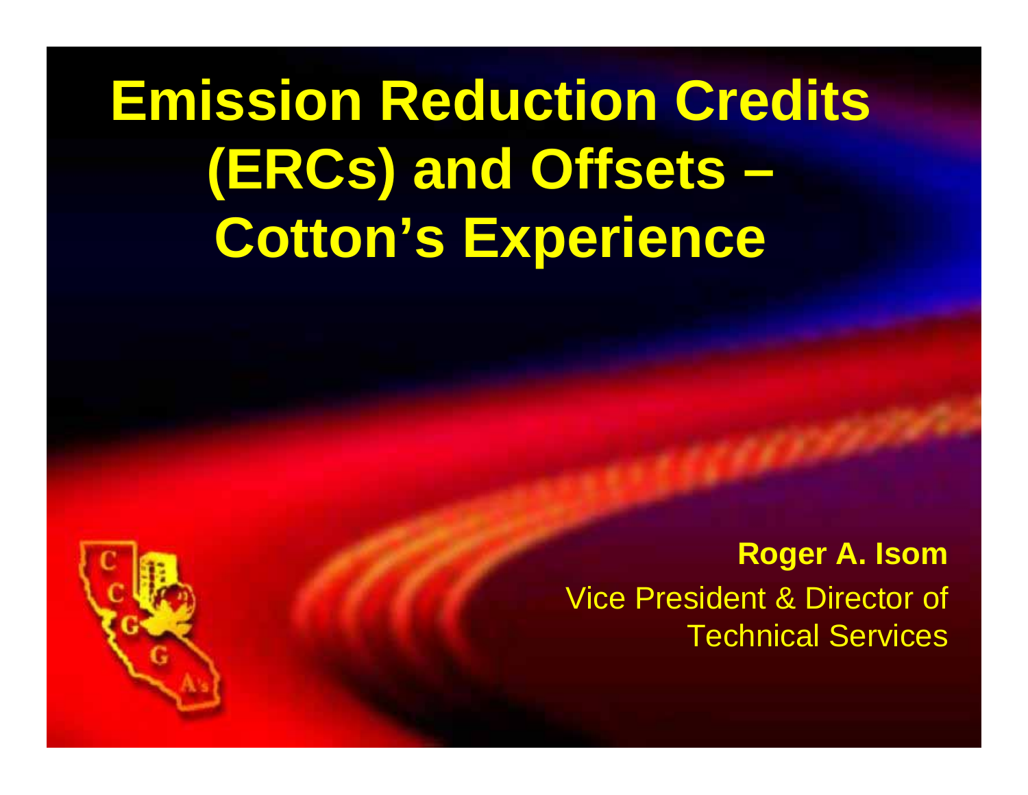# Emission Reduction Credits (ERCs) and Offsets – Cotton's Experience

**Roger A. Isom**

Vice President & Director of Technical Services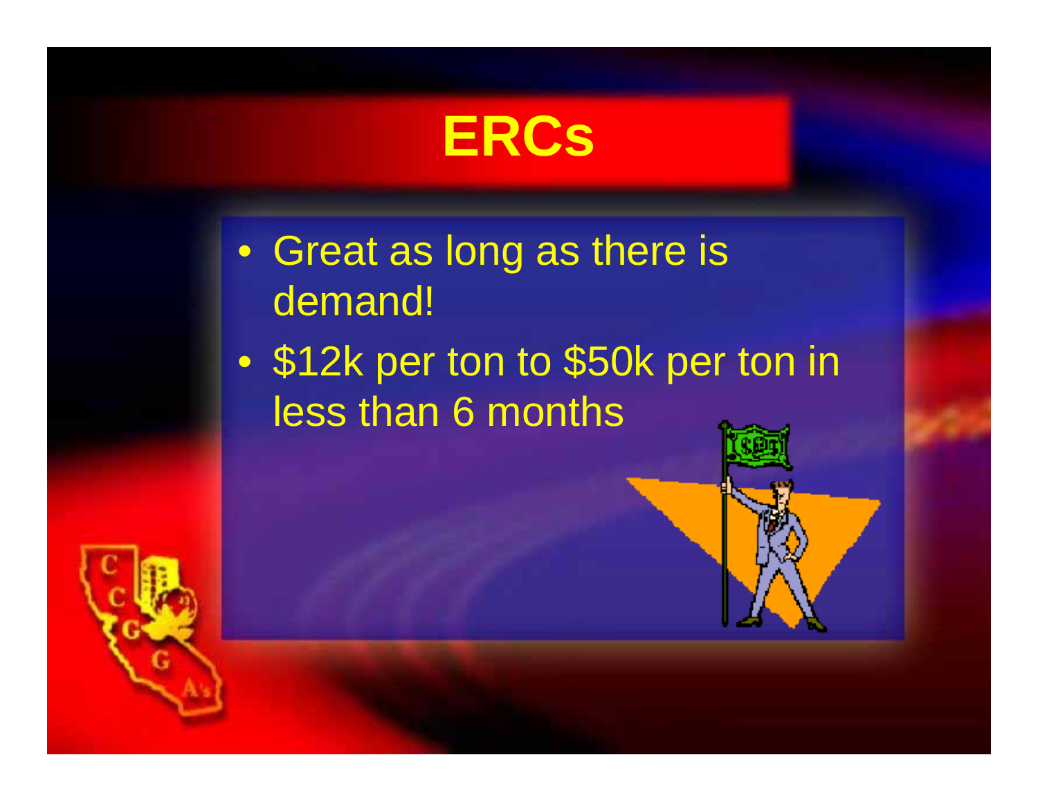# ERCs

- Great as long as there is demand!
- $12k per ton to $50k per ton in less than 6 months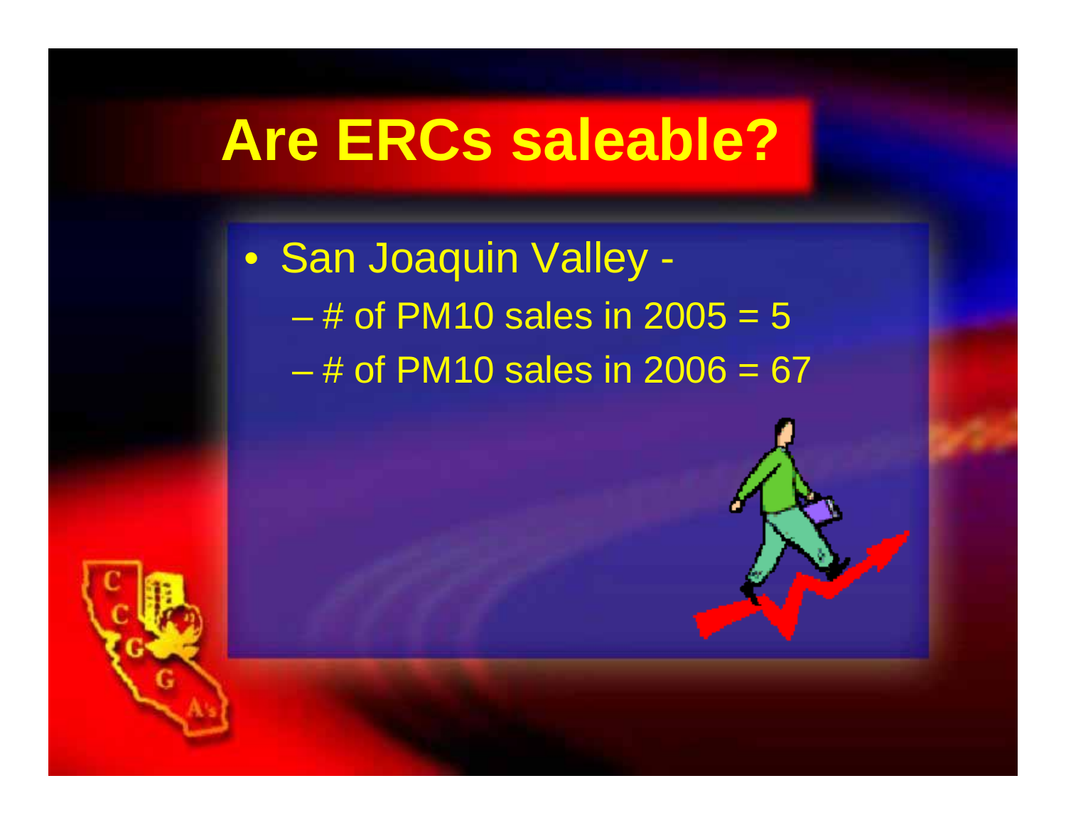# Are ERCs saleable?

- San Joaquin Valley -
  - # of PM10 sales in 2005 = 5
  - # of PM10 sales in 2006 = 67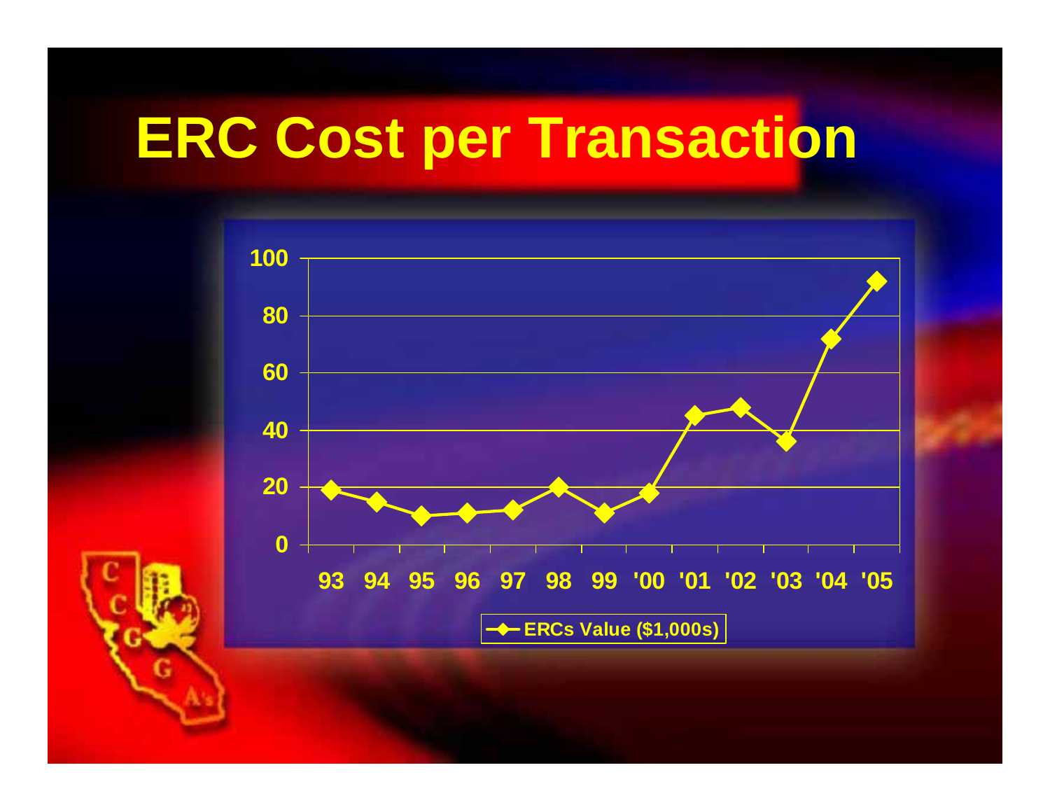# ERC Cost per Transaction

| Year | ERCs Value ($1,000s) |
|---|---|
| 93 | 19 |
| 94 | 15 |
| 95 | 10 |
| 96 | 11 |
| 97 | 12 |
| 98 | 20 |
| 99 | 11 |
| '00 | 18 |
| '01 | 45 |
| '02 | 48 |
| '03 | 36 |
| '04 | 72 |
| '05 | 92 |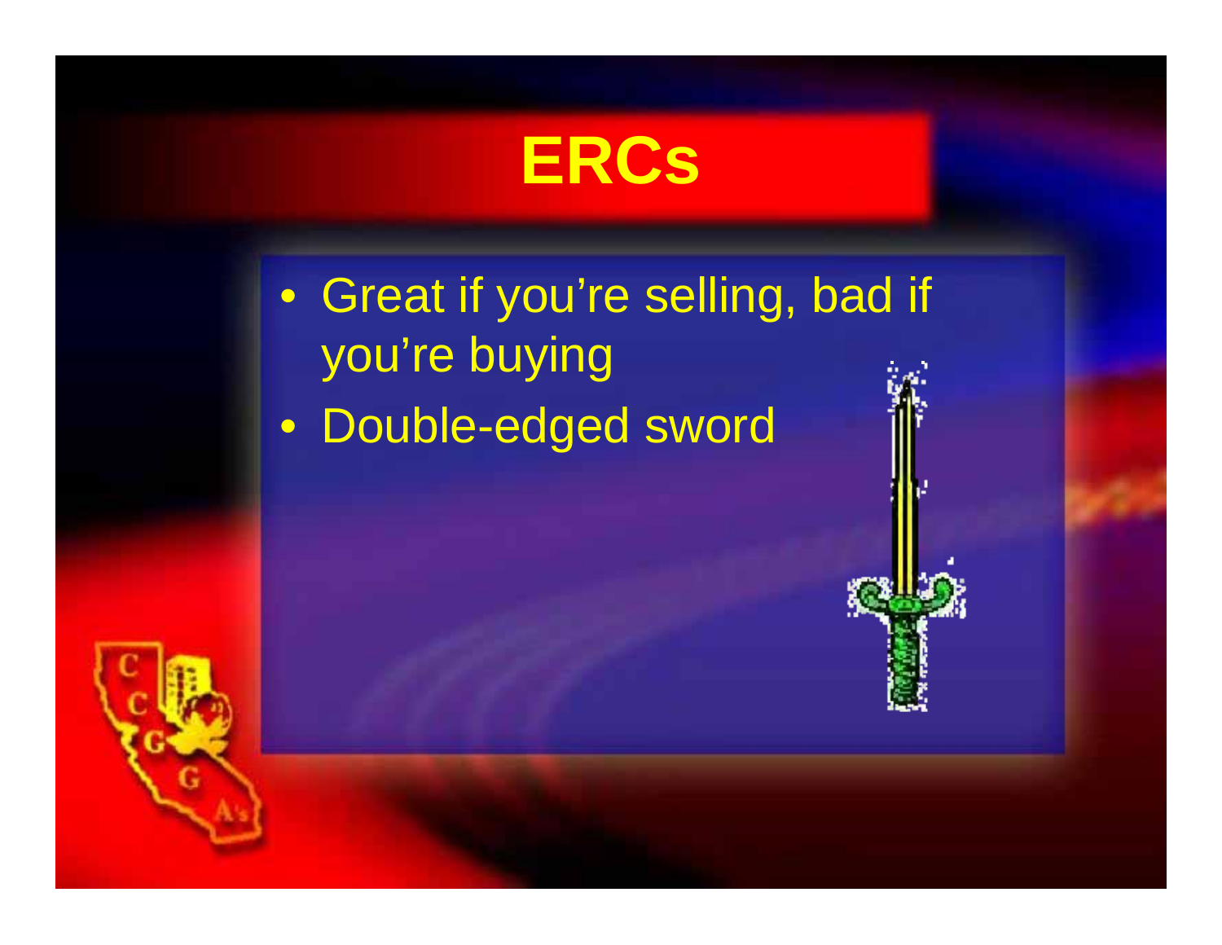# ERCs

- Great if you're selling, bad if you're buying
- Double-edged sword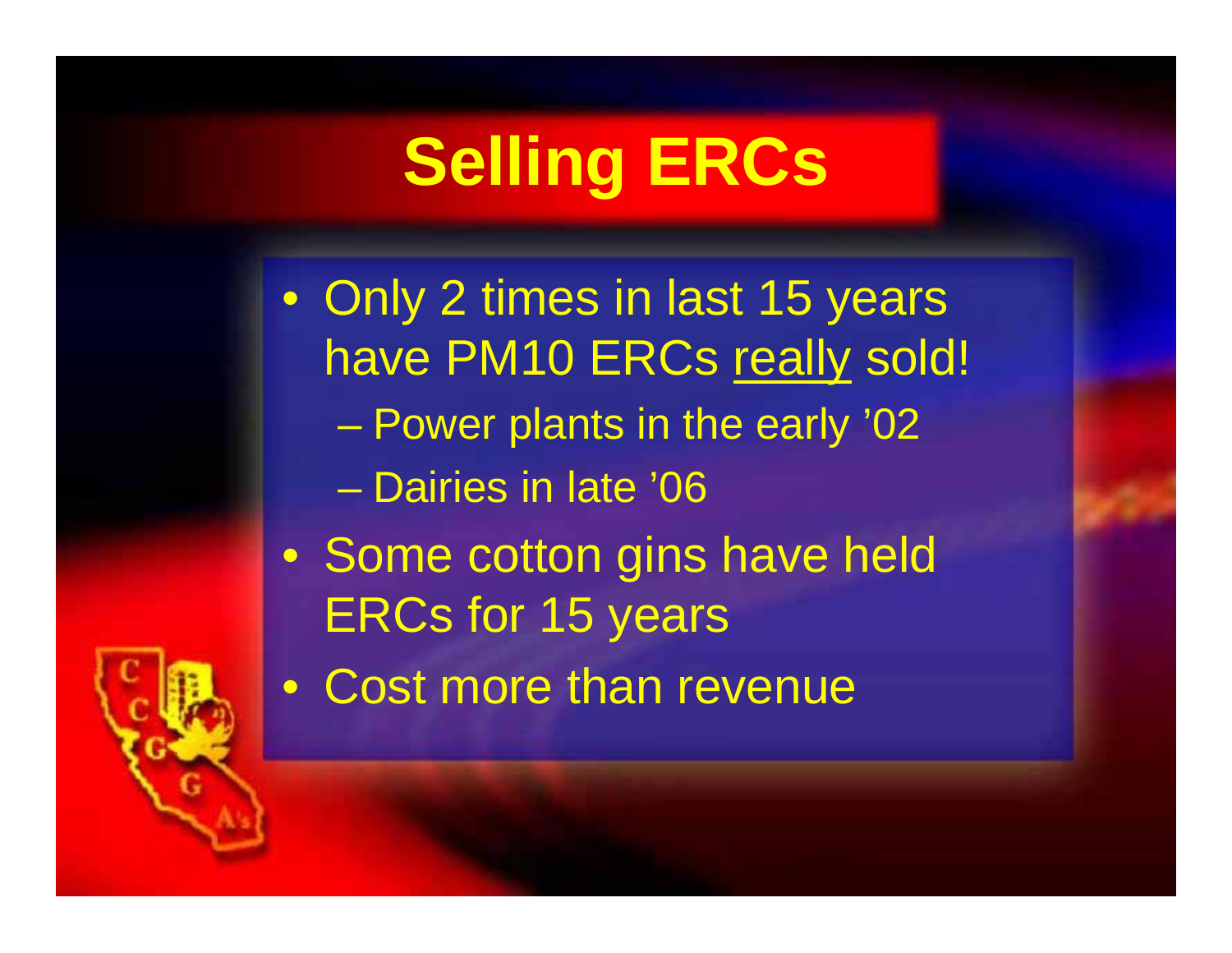# Selling ERCs

- Only 2 times in last 15 years have PM10 ERCs <u>really</u> sold!
  - Power plants in the early '02
  - Dairies in late '06
- Some cotton gins have held ERCs for 15 years
- Cost more than revenue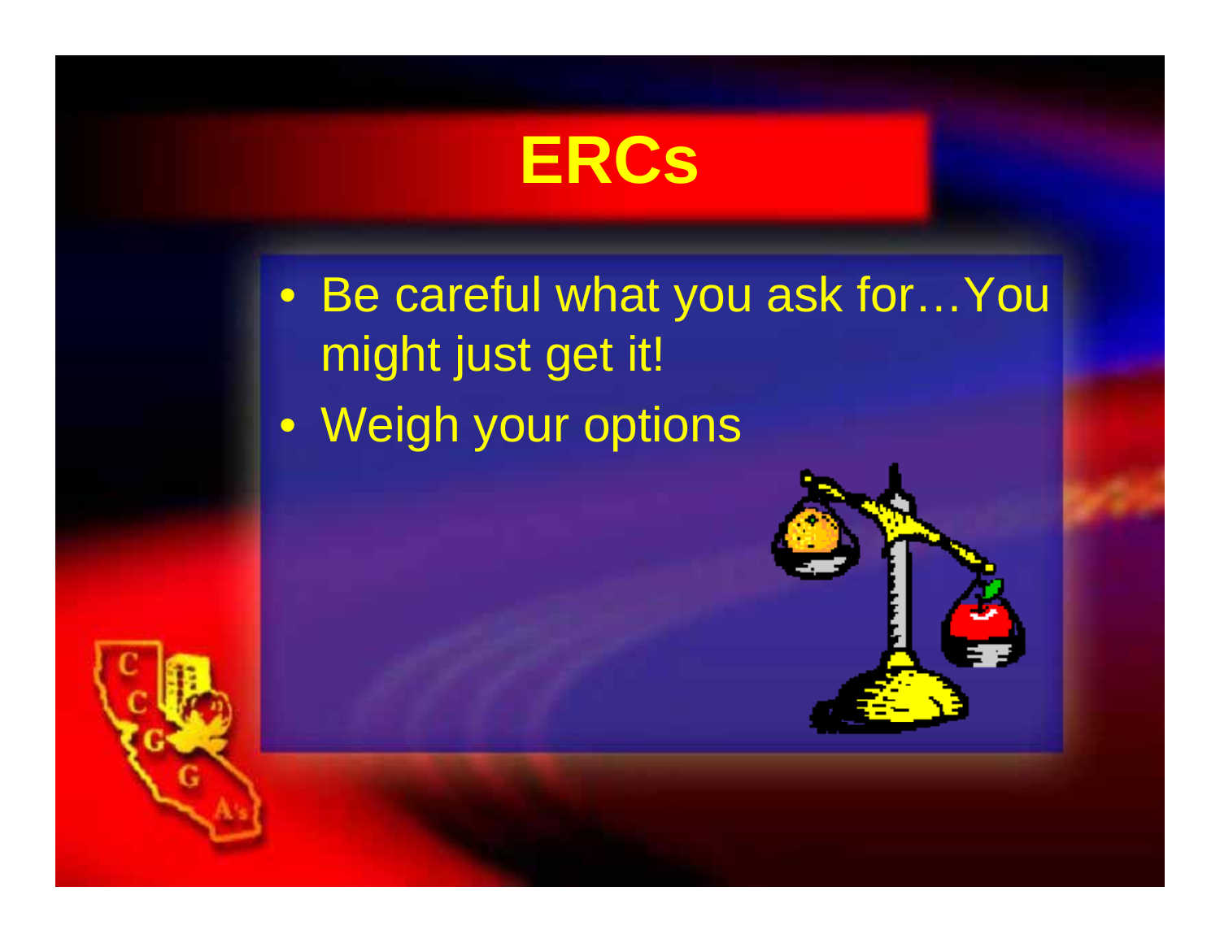# ERCs

- Be careful what you ask for…You might just get it!
- Weigh your options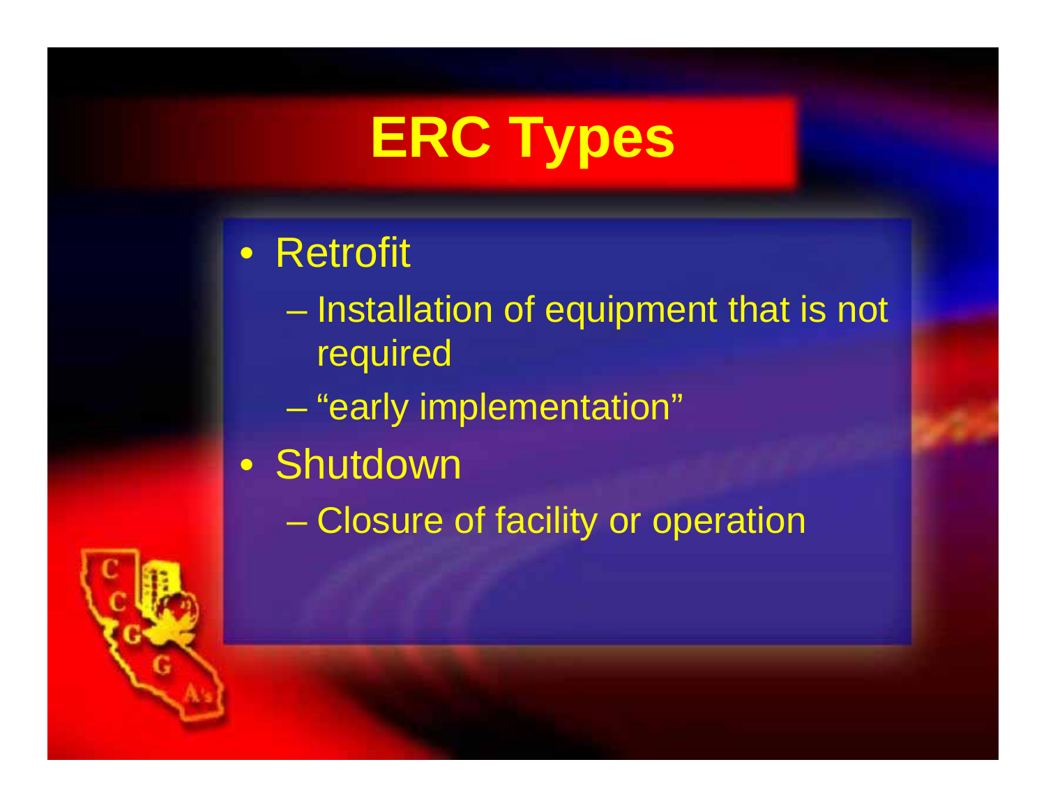# ERC Types

- Retrofit
  - Installation of equipment that is not required
  - "early implementation"
- Shutdown
  - Closure of facility or operation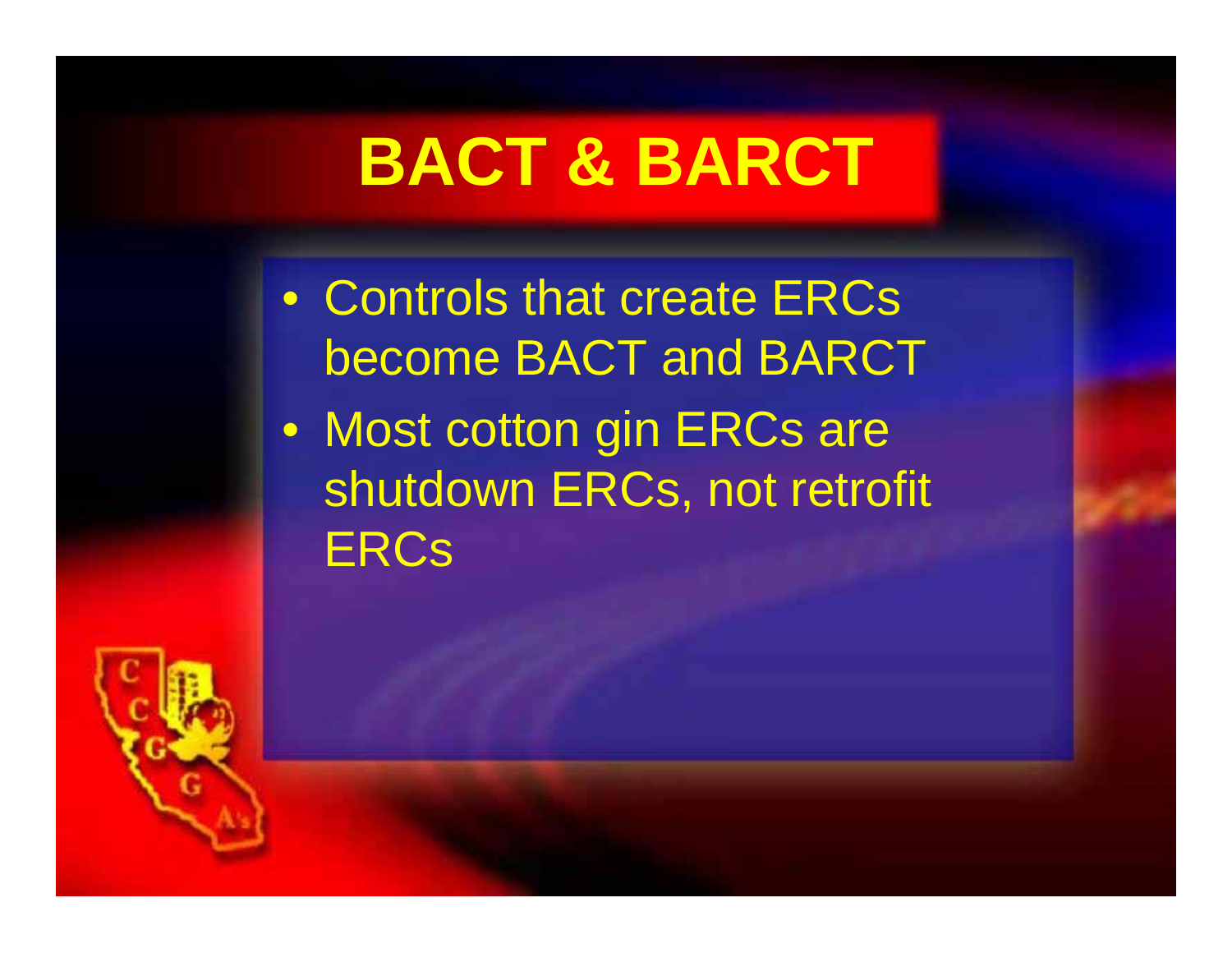# BACT & BARCT

- Controls that create ERCs become BACT and BARCT
- Most cotton gin ERCs are shutdown ERCs, not retrofit ERCs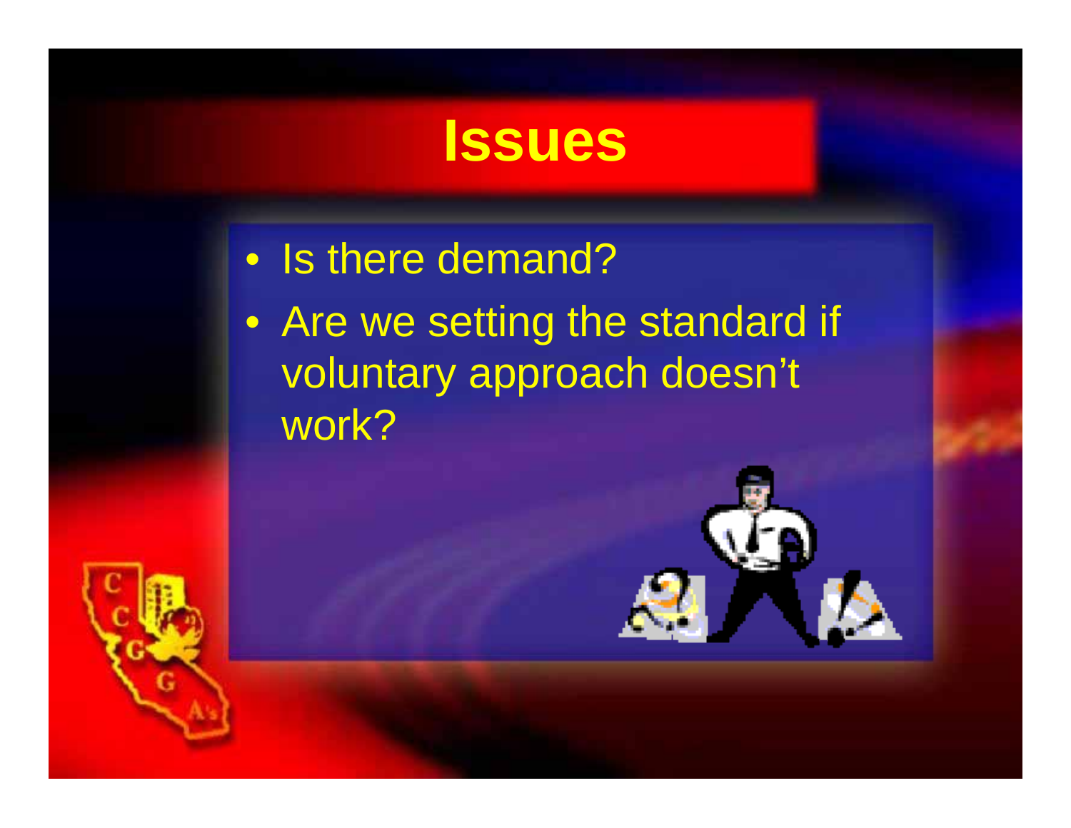# Issues

- Is there demand?
- Are we setting the standard if voluntary approach doesn't work?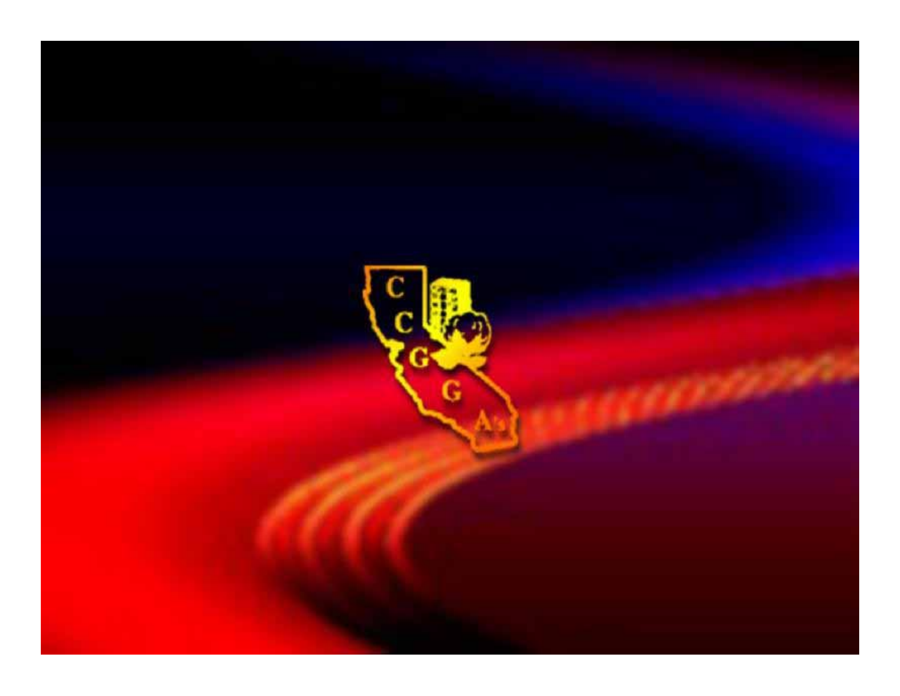C
C
G
G
A's